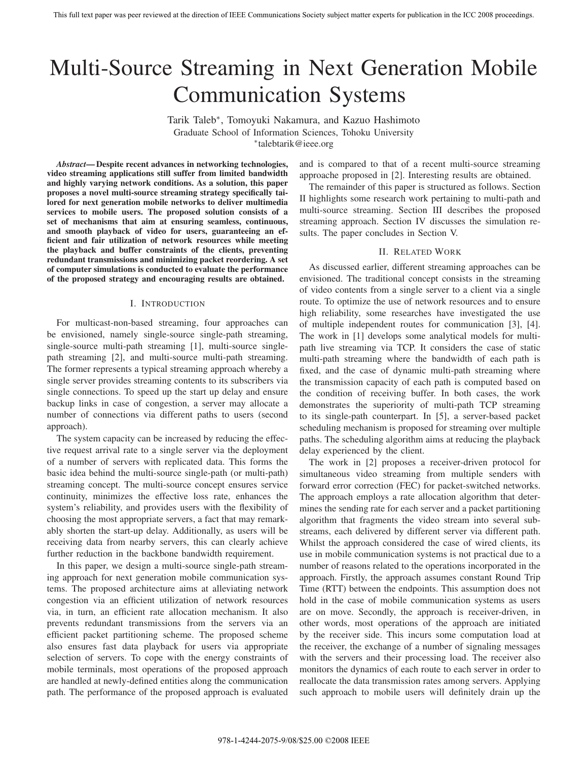# Multi-Source Streaming in Next Generation Mobile Communication Systems

Tarik Taleb*, Tomoyuki Nakamura, and Kazuo Hashimoto
Graduate School of Information Sciences, Tohoku University
*talebtarik@ieee.org

***Abstract*— Despite recent advances in networking technologies, video streaming applications still suffer from limited bandwidth and highly varying network conditions. As a solution, this paper proposes a novel multi-source streaming strategy specifically tailored for next generation mobile networks to deliver multimedia services to mobile users. The proposed solution consists of a set of mechanisms that aim at ensuring seamless, continuous, and smooth playback of video for users, guaranteeing an efficient and fair utilization of network resources while meeting the playback and buffer constraints of the clients, preventing redundant transmissions and minimizing packet reordering. A set of computer simulations is conducted to evaluate the performance of the proposed strategy and encouraging results are obtained.**

## I. Introduction

For multicast-non-based streaming, four approaches can be envisioned, namely single-source single-path streaming, single-source multi-path streaming [1], multi-source single-path streaming [2], and multi-source multi-path streaming. The former represents a typical streaming approach whereby a single server provides streaming contents to its subscribers via single connections. To speed up the start up delay and ensure backup links in case of congestion, a server may allocate a number of connections via different paths to users (second approach).

The system capacity can be increased by reducing the effective request arrival rate to a single server via the deployment of a number of servers with replicated data. This forms the basic idea behind the multi-source single-path (or multi-path) streaming concept. The multi-source concept ensures service continuity, minimizes the effective loss rate, enhances the system's reliability, and provides users with the flexibility of choosing the most appropriate servers, a fact that may remarkably shorten the start-up delay. Additionally, as users will be receiving data from nearby servers, this can clearly achieve further reduction in the backbone bandwidth requirement.

In this paper, we design a multi-source single-path streaming approach for next generation mobile communication systems. The proposed architecture aims at alleviating network congestion via an efficient utilization of network resources via, in turn, an efficient rate allocation mechanism. It also prevents redundant transmissions from the servers via an efficient packet partitioning scheme. The proposed scheme also ensures fast data playback for users via appropriate selection of servers. To cope with the energy constraints of mobile terminals, most operations of the proposed approach are handled at newly-defined entities along the communication path. The performance of the proposed approach is evaluated and is compared to that of a recent multi-source streaming approache proposed in [2]. Interesting results are obtained.

The remainder of this paper is structured as follows. Section II highlights some research work pertaining to multi-path and multi-source streaming. Section III describes the proposed streaming approach. Section IV discusses the simulation results. The paper concludes in Section V.

## II. Related Work

As discussed earlier, different streaming approaches can be envisioned. The traditional concept consists in the streaming of video contents from a single server to a client via a single route. To optimize the use of network resources and to ensure high reliability, some researches have investigated the use of multiple independent routes for communication [3], [4]. The work in [1] develops some analytical models for multi-path live streaming via TCP. It considers the case of static multi-path streaming where the bandwidth of each path is fixed, and the case of dynamic multi-path streaming where the transmission capacity of each path is computed based on the condition of receiving buffer. In both cases, the work demonstrates the superiority of multi-path TCP streaming to its single-path counterpart. In [5], a server-based packet scheduling mechanism is proposed for streaming over multiple paths. The scheduling algorithm aims at reducing the playback delay experienced by the client.

The work in [2] proposes a receiver-driven protocol for simultaneous video streaming from multiple senders with forward error correction (FEC) for packet-switched networks. The approach employs a rate allocation algorithm that determines the sending rate for each server and a packet partitioning algorithm that fragments the video stream into several sub-streams, each delivered by different server via different path. Whilst the approach considered the case of wired clients, its use in mobile communication systems is not practical due to a number of reasons related to the operations incorporated in the approach. Firstly, the approach assumes constant Round Trip Time (RTT) between the endpoints. This assumption does not hold in the case of mobile communication systems as users are on move. Secondly, the approach is receiver-driven, in other words, most operations of the approach are initiated by the receiver side. This incurs some computation load at the receiver, the exchange of a number of signaling messages with the servers and their processing load. The receiver also monitors the dynamics of each route to each server in order to reallocate the data transmission rates among servers. Applying such approach to mobile users will definitely drain up the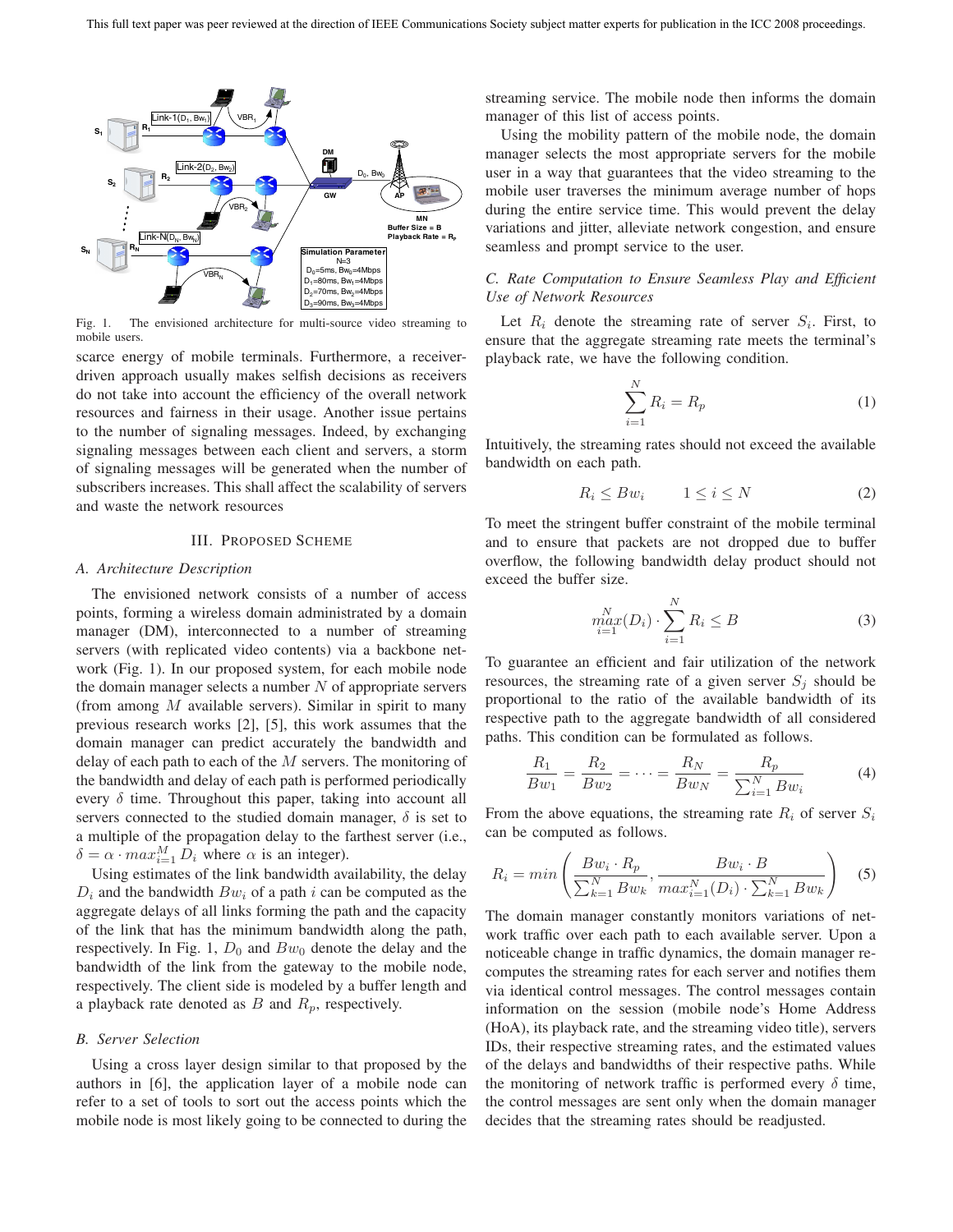Fig. 1. The envisioned architecture for multi-source video streaming to mobile users.

scarce energy of mobile terminals. Furthermore, a receiver-driven approach usually makes selfish decisions as receivers do not take into account the efficiency of the overall network resources and fairness in their usage. Another issue pertains to the number of signaling messages. Indeed, by exchanging signaling messages between each client and servers, a storm of signaling messages will be generated when the number of subscribers increases. This shall affect the scalability of servers and waste the network resources

## III. Proposed Scheme

### A. Architecture Description

The envisioned network consists of a number of access points, forming a wireless domain administrated by a domain manager (DM), interconnected to a number of streaming servers (with replicated video contents) via a backbone network (Fig. 1). In our proposed system, for each mobile node the domain manager selects a number $N$ of appropriate servers (from among $M$ available servers). Similar in spirit to many previous research works [2], [5], this work assumes that the domain manager can predict accurately the bandwidth and delay of each path to each of the $M$ servers. The monitoring of the bandwidth and delay of each path is performed periodically every $\delta$ time. Throughout this paper, taking into account all servers connected to the studied domain manager, $\delta$ is set to a multiple of the propagation delay to the farthest server (i.e., $\delta = \alpha \cdot max_{i=1}^{M} D_i$ where $\alpha$ is an integer).

Using estimates of the link bandwidth availability, the delay $D_i$ and the bandwidth $Bw_i$ of a path $i$ can be computed as the aggregate delays of all links forming the path and the capacity of the link that has the minimum bandwidth along the path, respectively. In Fig. 1, $D_0$ and $Bw_0$ denote the delay and the bandwidth of the link from the gateway to the mobile node, respectively. The client side is modeled by a buffer length and a playback rate denoted as $B$ and $R_p$, respectively.

### B. Server Selection

Using a cross layer design similar to that proposed by the authors in [6], the application layer of a mobile node can refer to a set of tools to sort out the access points which the mobile node is most likely going to be connected to during the streaming service. The mobile node then informs the domain manager of this list of access points.

Using the mobility pattern of the mobile node, the domain manager selects the most appropriate servers for the mobile user in a way that guarantees that the video streaming to the mobile user traverses the minimum average number of hops during the entire service time. This would prevent the delay variations and jitter, alleviate network congestion, and ensure seamless and prompt service to the user.

### C. Rate Computation to Ensure Seamless Play and Efficient Use of Network Resources

Let $R_i$ denote the streaming rate of server $S_i$. First, to ensure that the aggregate streaming rate meets the terminal's playback rate, we have the following condition.

$$\sum_{i=1}^{N} R_i = R_p \tag{1}$$

Intuitively, the streaming rates should not exceed the available bandwidth on each path.

$$R_i \leq Bw_i \qquad 1 \leq i \leq N \tag{2}$$

To meet the stringent buffer constraint of the mobile terminal and to ensure that packets are not dropped due to buffer overflow, the following bandwidth delay product should not exceed the buffer size.

$$\max_{i=1}^{N}(D_i) \cdot \sum_{i=1}^{N} R_i \leq B \tag{3}$$

To guarantee an efficient and fair utilization of the network resources, the streaming rate of a given server $S_j$ should be proportional to the ratio of the available bandwidth of its respective path to the aggregate bandwidth of all considered paths. This condition can be formulated as follows.

$$\frac{R_1}{Bw_1} = \frac{R_2}{Bw_2} = \cdots = \frac{R_N}{Bw_N} = \frac{R_p}{\sum_{i=1}^{N} Bw_i} \tag{4}$$

From the above equations, the streaming rate $R_i$ of server $S_i$ can be computed as follows.

$$R_i = min\left(\frac{Bw_i \cdot R_p}{\sum_{k=1}^{N} Bw_k}, \frac{Bw_i \cdot B}{max_{i=1}^{N}(D_i) \cdot \sum_{k=1}^{N} Bw_k}\right) \tag{5}$$

The domain manager constantly monitors variations of network traffic over each path to each available server. Upon a noticeable change in traffic dynamics, the domain manager recomputes the streaming rates for each server and notifies them via identical control messages. The control messages contain information on the session (mobile node's Home Address (HoA), its playback rate, and the streaming video title), servers IDs, their respective streaming rates, and the estimated values of the delays and bandwidths of their respective paths. While the monitoring of network traffic is performed every $\delta$ time, the control messages are sent only when the domain manager decides that the streaming rates should be readjusted.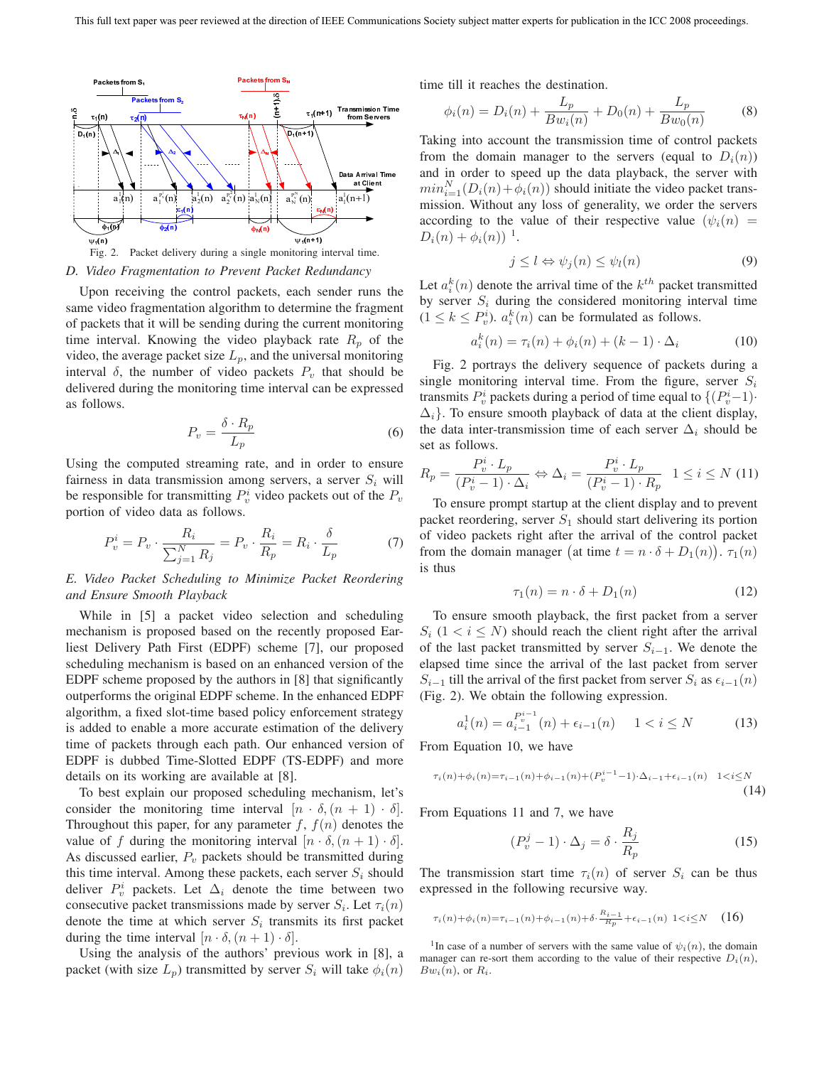Fig. 2. Packet delivery during a single monitoring interval time.

### D. Video Fragmentation to Prevent Packet Redundancy

Upon receiving the control packets, each sender runs the same video fragmentation algorithm to determine the fragment of packets that it will be sending during the current monitoring time interval. Knowing the video playback rate $R_p$ of the video, the average packet size $L_p$, and the universal monitoring interval $\delta$, the number of video packets $P_v$ that should be delivered during the monitoring time interval can be expressed as follows.

$$P_v = \frac{\delta \cdot R_p}{L_p} \tag{6}$$

Using the computed streaming rate, and in order to ensure fairness in data transmission among servers, a server $S_i$ will be responsible for transmitting $P_v^i$ video packets out of the $P_v$ portion of video data as follows.

$$P_v^i = P_v \cdot \frac{R_i}{\sum_{j=1}^{N} R_j} = P_v \cdot \frac{R_i}{R_p} = R_i \cdot \frac{\delta}{L_p} \tag{7}$$

### E. Video Packet Scheduling to Minimize Packet Reordering and Ensure Smooth Playback

While in [5] a packet video selection and scheduling mechanism is proposed based on the recently proposed Earliest Delivery Path First (EDPF) scheme [7], our proposed scheduling mechanism is based on an enhanced version of the EDPF scheme proposed by the authors in [8] that significantly outperforms the original EDPF scheme. In the enhanced EDPF algorithm, a fixed slot-time based policy enforcement strategy is added to enable a more accurate estimation of the delivery time of packets through each path. Our enhanced version of EDPF is dubbed Time-Slotted EDPF (TS-EDPF) and more details on its working are available at [8].

To best explain our proposed scheduling mechanism, let's consider the monitoring time interval $[n \cdot \delta, (n+1) \cdot \delta]$. Throughout this paper, for any parameter $f$, $f(n)$ denotes the value of $f$ during the monitoring interval $[n \cdot \delta, (n+1) \cdot \delta]$. As discussed earlier, $P_v$ packets should be transmitted during this time interval. Among these packets, each server $S_i$ should deliver $P_v^i$ packets. Let $\Delta_i$ denote the time between two consecutive packet transmissions made by server $S_i$. Let $\tau_i(n)$ denote the time at which server $S_i$ transmits its first packet during the time interval $[n \cdot \delta, (n+1) \cdot \delta]$.

Using the analysis of the authors' previous work in [8], a packet (with size $L_p$) transmitted by server $S_i$ will take $\phi_i(n)$ time till it reaches the destination.

$$\phi_i(n) = D_i(n) + \frac{L_p}{Bw_i(n)} + D_0(n) + \frac{L_p}{Bw_0(n)} \tag{8}$$

Taking into account the transmission time of control packets from the domain manager to the servers (equal to $D_i(n)$) and in order to speed up the data playback, the server with $min_{i=1}^{N}(D_i(n)+\phi_i(n))$ should initiate the video packet transmission. Without any loss of generality, we order the servers according to the value of their respective value ($\psi_i(n) = D_i(n) + \phi_i(n)$) [1].

$$j \leq l \Leftrightarrow \psi_j(n) \leq \psi_l(n) \tag{9}$$

Let $a_i^k(n)$ denote the arrival time of the $k^{th}$ packet transmitted by server $S_i$ during the considered monitoring interval time ($1 \leq k \leq P_v^i$). $a_i^k(n)$ can be formulated as follows.

$$a_i^k(n) = \tau_i(n) + \phi_i(n) + (k-1) \cdot \Delta_i \tag{10}$$

Fig. 2 portrays the delivery sequence of packets during a single monitoring interval time. From the figure, server $S_i$ transmits $P_v^i$ packets during a period of time equal to $\{(P_v^i - 1) \cdot \Delta_i\}$. To ensure smooth playback of data at the client display, the data inter-transmission time of each server $\Delta_i$ should be set as follows.

$$R_p = \frac{P_v^i \cdot L_p}{(P_v^i - 1) \cdot \Delta_i} \Leftrightarrow \Delta_i = \frac{P_v^i \cdot L_p}{(P_v^i - 1) \cdot R_p} \quad 1 \leq i \leq N \tag{11}$$

To ensure prompt startup at the client display and to prevent packet reordering, server $S_1$ should start delivering its portion of video packets right after the arrival of the control packet from the domain manager $\big($at time $t = n \cdot \delta + D_1(n)\big)$. $\tau_1(n)$ is thus

$$\tau_1(n) = n \cdot \delta + D_1(n) \tag{12}$$

To ensure smooth playback, the first packet from a server $S_i$ ($1 < i \leq N$) should reach the client right after the arrival of the last packet transmitted by server $S_{i-1}$. We denote the elapsed time since the arrival of the last packet from server $S_{i-1}$ till the arrival of the first packet from server $S_i$ as $\epsilon_{i-1}(n)$ (Fig. 2). We obtain the following expression.

$$a_i^1(n) = a_{i-1}^{P_v^{i-1}}(n) + \epsilon_{i-1}(n) \quad 1 < i \leq N \tag{13}$$

From Equation 10, we have

$$\tau_i(n)+\phi_i(n)=\tau_{i-1}(n)+\phi_{i-1}(n)+(P_v^{i-1}-1)\cdot\Delta_{i-1}+\epsilon_{i-1}(n) \quad 1<i\leq N \tag{14}$$

From Equations 11 and 7, we have

$$(P_v^j - 1) \cdot \Delta_j = \delta \cdot \frac{R_j}{R_p} \tag{15}$$

The transmission start time $\tau_i(n)$ of server $S_i$ can be thus expressed in the following recursive way.

$$\tau_i(n)+\phi_i(n)=\tau_{i-1}(n)+\phi_{i-1}(n)+\delta\cdot\frac{R_{i-1}}{R_p}+\epsilon_{i-1}(n) \quad 1<i\leq N \tag{16}$$

[1] In case of a number of servers with the same value of $\psi_i(n)$, the domain manager can re-sort them according to the value of their respective $D_i(n)$, $Bw_i(n)$, or $R_i$.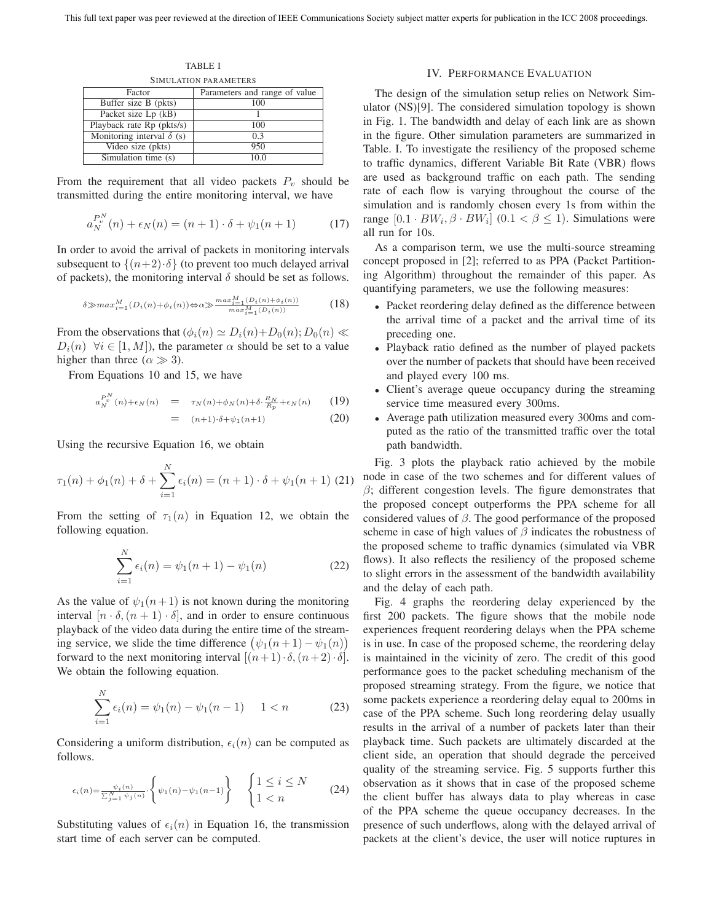TABLE I
SIMULATION PARAMETERS

| Factor | Parameters and range of value |
|---|---|
| Buffer size B (pkts) | 100 |
| Packet size Lp (kB) | 1 |
| Playback rate Rp (pkts/s) | 100 |
| Monitoring interval $\delta$ (s) | 0.3 |
| Video size (pkts) | 950 |
| Simulation time (s) | 10.0 |

From the requirement that all video packets $P_v$ should be transmitted during the entire monitoring interval, we have

$$a_N^{P_v^N}(n) + \epsilon_N(n) = (n+1)\cdot\delta + \psi_1(n+1) \tag{17}$$

In order to avoid the arrival of packets in monitoring intervals subsequent to $\{(n+2)\cdot\delta\}$ (to prevent too much delayed arrival of packets), the monitoring interval $\delta$ should be set as follows.

$$\delta \gg max_{i=1}^{M}(D_i(n)+\phi_i(n)) \Leftrightarrow \alpha \gg \frac{max_{i=1}^{M}(D_i(n)+\phi_i(n))}{max_{i=1}^{M}(D_i(n))} \tag{18}$$

From the observations that ($\phi_i(n) \simeq D_i(n)+D_0(n); D_0(n) \ll D_i(n)\ \ \forall i \in [1, M]$), the parameter $\alpha$ should be set to a value higher than three ($\alpha \gg 3$).

From Equations 10 and 15, we have

$$a_N^{P_v^N}(n)+\epsilon_N(n) = \tau_N(n)+\phi_N(n)+\delta\cdot\frac{R_N}{R_p}+\epsilon_N(n) \tag{19}$$

$$= (n+1)\cdot\delta+\psi_1(n+1) \tag{20}$$

Using the recursive Equation 16, we obtain

$$\tau_1(n) + \phi_1(n) + \delta + \sum_{i=1}^{N}\epsilon_i(n) = (n+1)\cdot\delta + \psi_1(n+1) \tag{21}$$

From the setting of $\tau_1(n)$ in Equation 12, we obtain the following equation.

$$\sum_{i=1}^{N}\epsilon_i(n) = \psi_1(n+1) - \psi_1(n) \tag{22}$$

As the value of $\psi_1(n+1)$ is not known during the monitoring interval $[n\cdot\delta, (n+1)\cdot\delta]$, and in order to ensure continuous playback of the video data during the entire time of the streaming service, we slide the time difference $\big(\psi_1(n+1) - \psi_1(n)\big)$ forward to the next monitoring interval $[(n+1)\cdot\delta, (n+2)\cdot\delta]$. We obtain the following equation.

$$\sum_{i=1}^{N}\epsilon_i(n) = \psi_1(n) - \psi_1(n-1) \quad\quad 1 < n \tag{23}$$

Considering a uniform distribution, $\epsilon_i(n)$ can be computed as follows.

$$\epsilon_i(n) = \frac{\psi_i(n)}{\sum_{j=1}^{N}\psi_j(n)}\cdot\left\{\psi_1(n)-\psi_1(n-1)\right\} \quad \begin{cases} 1 \le i \le N \\ 1 < n \end{cases} \tag{24}$$

Substituting values of $\epsilon_i(n)$ in Equation 16, the transmission start time of each server can be computed.

## IV. PERFORMANCE EVALUATION

The design of the simulation setup relies on Network Simulator (NS)[9]. The considered simulation topology is shown in Fig. 1. The bandwidth and delay of each link are as shown in the figure. Other simulation parameters are summarized in Table. I. To investigate the resiliency of the proposed scheme to traffic dynamics, different Variable Bit Rate (VBR) flows are used as background traffic on each path. The sending rate of each flow is varying throughout the course of the simulation and is randomly chosen every 1s from within the range $[0.1\cdot BW_i, \beta\cdot BW_i]$ $(0.1 < \beta \le 1)$. Simulations were all run for 10s.

As a comparison term, we use the multi-source streaming concept proposed in [2]; referred to as PPA (Packet Partitioning Algorithm) throughout the remainder of this paper. As quantifying parameters, we use the following measures:

- Packet reordering delay defined as the difference between the arrival time of a packet and the arrival time of its preceding one.
- Playback ratio defined as the number of played packets over the number of packets that should have been received and played every 100 ms.
- Client's average queue occupancy during the streaming service time measured every 300ms.
- Average path utilization measured every 300ms and computed as the ratio of the transmitted traffic over the total path bandwidth.

Fig. 3 plots the playback ratio achieved by the mobile node in case of the two schemes and for different values of $\beta$; different congestion levels. The figure demonstrates that the proposed concept outperforms the PPA scheme for all considered values of $\beta$. The good performance of the proposed scheme in case of high values of $\beta$ indicates the robustness of the proposed scheme to traffic dynamics (simulated via VBR flows). It also reflects the resiliency of the proposed scheme to slight errors in the assessment of the bandwidth availability and the delay of each path.

Fig. 4 graphs the reordering delay experienced by the first 200 packets. The figure shows that the mobile node experiences frequent reordering delays when the PPA scheme is in use. In case of the proposed scheme, the reordering delay is maintained in the vicinity of zero. The credit of this good performance goes to the packet scheduling mechanism of the proposed streaming strategy. From the figure, we notice that some packets experience a reordering delay equal to 200ms in case of the PPA scheme. Such long reordering delay usually results in the arrival of a number of packets later than their playback time. Such packets are ultimately discarded at the client side, an operation that should degrade the perceived quality of the streaming service. Fig. 5 supports further this observation as it shows that in case of the proposed scheme the client buffer has always data to play whereas in case of the PPA scheme the queue occupancy decreases. In the presence of such underflows, along with the delayed arrival of packets at the client's device, the user will notice ruptures in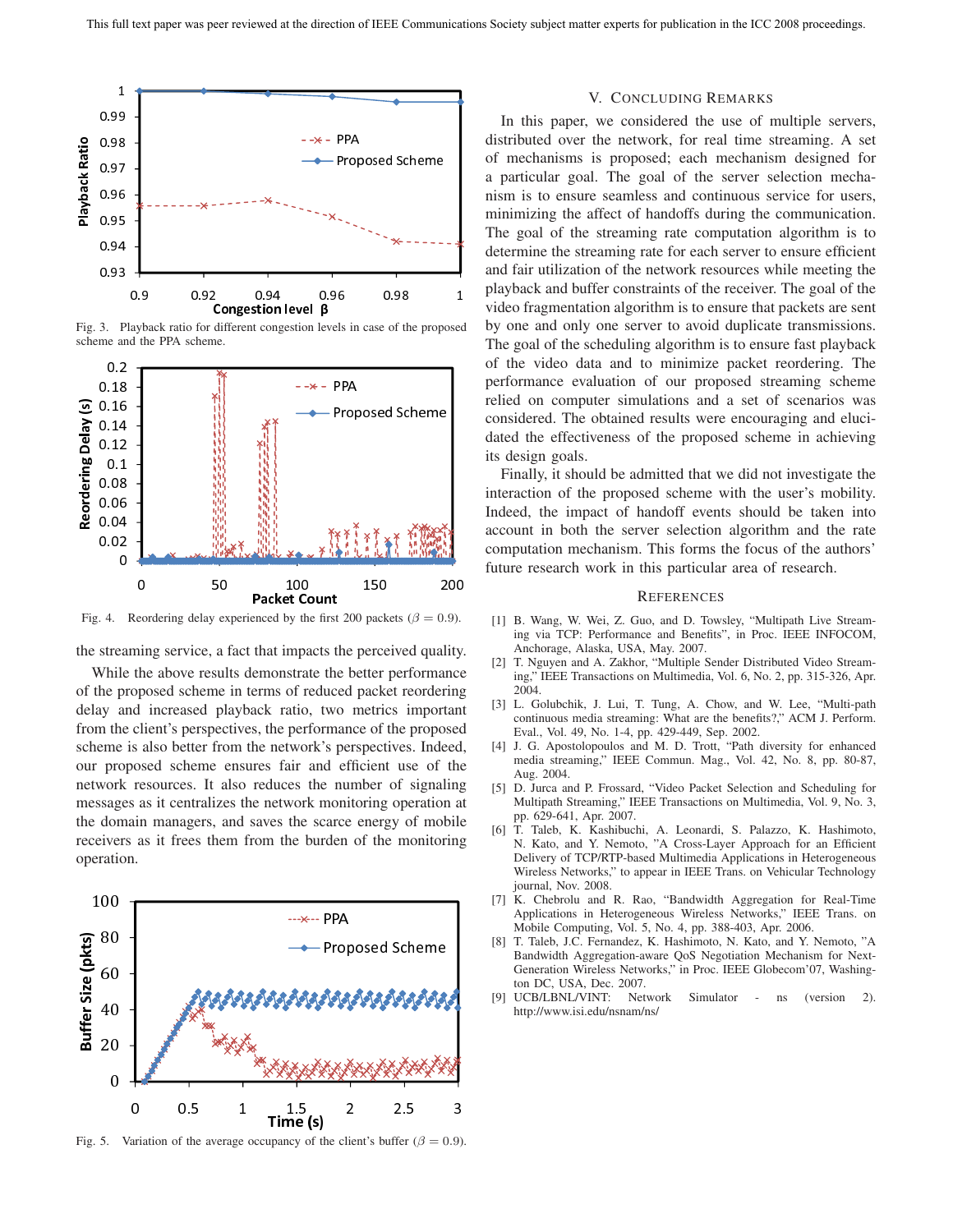1
0.99
0.98
0.97
0.96
0.95
0.94
0.93
Playback Ratio
PPA
Proposed Scheme
0.9 0.92 0.94 0.96 0.98 1
Congestion level β

Fig. 3. Playback ratio for different congestion levels in case of the proposed scheme and the PPA scheme.

0.2
0.18
0.16
0.14
0.12
0.1
0.08
0.06
0.04
0.02
0
Reordering Delay (s)
PPA
Proposed Scheme
0 50 100 150 200
Packet Count

Fig. 4. Reordering delay experienced by the first 200 packets ($\beta = 0.9$).

the streaming service, a fact that impacts the perceived quality.

While the above results demonstrate the better performance of the proposed scheme in terms of reduced packet reordering delay and increased playback ratio, two metrics important from the client's perspectives, the performance of the proposed scheme is also better from the network's perspectives. Indeed, our proposed scheme ensures fair and efficient use of the network resources. It also reduces the number of signaling messages as it centralizes the network monitoring operation at the domain managers, and saves the scarce energy of mobile receivers as it frees them from the burden of the monitoring operation.

100
80
60
40
20
0
Buffer Size (pkts)
PPA
Proposed Scheme
0 0.5 1 1.5 2 2.5 3
Time (s)

Fig. 5. Variation of the average occupancy of the client's buffer ($\beta = 0.9$).

## V. Concluding Remarks

In this paper, we considered the use of multiple servers, distributed over the network, for real time streaming. A set of mechanisms is proposed; each mechanism designed for a particular goal. The goal of the server selection mechanism is to ensure seamless and continuous service for users, minimizing the affect of handoffs during the communication. The goal of the streaming rate computation algorithm is to determine the streaming rate for each server to ensure efficient and fair utilization of the network resources while meeting the playback and buffer constraints of the receiver. The goal of the video fragmentation algorithm is to ensure that packets are sent by one and only one server to avoid duplicate transmissions. The goal of the scheduling algorithm is to ensure fast playback of the video data and to minimize packet reordering. The performance evaluation of our proposed streaming scheme relied on computer simulations and a set of scenarios was considered. The obtained results were encouraging and elucidated the effectiveness of the proposed scheme in achieving its design goals.

Finally, it should be admitted that we did not investigate the interaction of the proposed scheme with the user's mobility. Indeed, the impact of handoff events should be taken into account in both the server selection algorithm and the rate computation mechanism. This forms the focus of the authors' future research work in this particular area of research.

## References

[1] B. Wang, W. Wei, Z. Guo, and D. Towsley, "Multipath Live Streaming via TCP: Performance and Benefits", in Proc. IEEE INFOCOM, Anchorage, Alaska, USA, May. 2007.

[2] T. Nguyen and A. Zakhor, "Multiple Sender Distributed Video Streaming," IEEE Transactions on Multimedia, Vol. 6, No. 2, pp. 315-326, Apr. 2004.

[3] L. Golubchik, J. Lui, T. Tung, A. Chow, and W. Lee, "Multi-path continuous media streaming: What are the benefits?," ACM J. Perform. Eval., Vol. 49, No. 1-4, pp. 429-449, Sep. 2002.

[4] J. G. Apostolopoulos and M. D. Trott, "Path diversity for enhanced media streaming," IEEE Commun. Mag., Vol. 42, No. 8, pp. 80-87, Aug. 2004.

[5] D. Jurca and P. Frossard, "Video Packet Selection and Scheduling for Multipath Streaming," IEEE Transactions on Multimedia, Vol. 9, No. 3, pp. 629-641, Apr. 2007.

[6] T. Taleb, K. Kashibuchi, A. Leonardi, S. Palazzo, K. Hashimoto, N. Kato, and Y. Nemoto, "A Cross-Layer Approach for an Efficient Delivery of TCP/RTP-based Multimedia Applications in Heterogeneous Wireless Networks," to appear in IEEE Trans. on Vehicular Technology journal, Nov. 2008.

[7] K. Chebrolu and R. Rao, "Bandwidth Aggregation for Real-Time Applications in Heterogeneous Wireless Networks," IEEE Trans. on Mobile Computing, Vol. 5, No. 4, pp. 388-403, Apr. 2006.

[8] T. Taleb, J.C. Fernandez, K. Hashimoto, N. Kato, and Y. Nemoto, "A Bandwidth Aggregation-aware QoS Negotiation Mechanism for Next-Generation Wireless Networks," in Proc. IEEE Globecom'07, Washington DC, USA, Dec. 2007.

[9] UCB/LBNL/VINT: Network Simulator - ns (version 2). http://www.isi.edu/nsnam/ns/